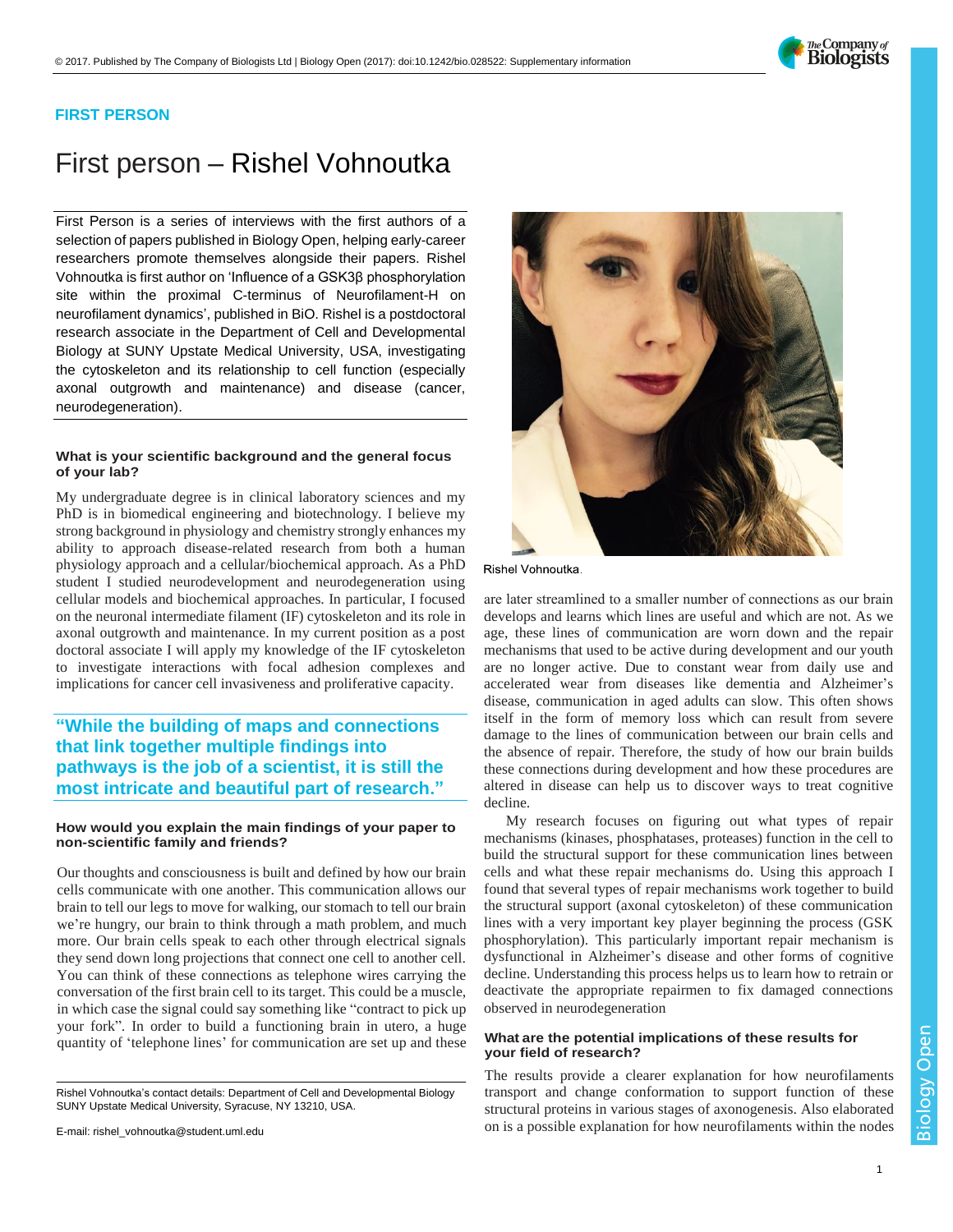FIRST PERSON

# First person – Rishel Vohnoutka

First Person is a series of interviews with the first authors of a selection of papers published in Biology Open, helping early-career researchers promote themselves alongside their papers. Rishel Vohnoutka is first author on 'Influence of a GSK3β phosphorylation site within the proximal C-terminus of Neurofilament-H on neurofilament dynamics', published in BiO. Rishel is a postdoctoral research associate in the Department of Cell and Developmental Biology at SUNY Upstate Medical University, USA, investigating the cytoskeleton and its relationship to cell function (especially axonal outgrowth and maintenance) and disease (cancer, neurodegeneration).

Rishel Vohnoutka.

### What is your scientific background and the general focus of your lab?

My undergraduate degree is in clinical laboratory sciences and my PhD is in biomedical engineering and biotechnology. I believe my strong background in physiology and chemistry strongly enhances my ability to approach disease-related research from both a human physiology approach and a cellular/biochemical approach. As a PhD student I studied neurodevelopment and neurodegeneration using cellular models and biochemical approaches. In particular, I focused on the neuronal intermediate filament (IF) cytoskeleton and its role in axonal outgrowth and maintenance. In my current position as a post doctoral associate I will apply my knowledge of the IF cytoskeleton to investigate interactions with focal adhesion complexes and implications for cancer cell invasiveness and proliferative capacity.

**"While the building of maps and connections that link together multiple findings into pathways is the job of a scientist, it is still the most intricate and beautiful part of research."**

### How would you explain the main findings of your paper to non-scientific family and friends?

Our thoughts and consciousness is built and defined by how our brain cells communicate with one another. This communication allows our brain to tell our legs to move for walking, our stomach to tell our brain we're hungry, our brain to think through a math problem, and much more. Our brain cells speak to each other through electrical signals they send down long projections that connect one cell to another cell. You can think of these connections as telephone wires carrying the conversation of the first brain cell to its target. This could be a muscle, in which case the signal could say something like "contract to pick up your fork". In order to build a functioning brain in utero, a huge quantity of 'telephone lines' for communication are set up and these are later streamlined to a smaller number of connections as our brain develops and learns which lines are useful and which are not. As we age, these lines of communication are worn down and the repair mechanisms that used to be active during development and our youth are no longer active. Due to constant wear from daily use and accelerated wear from diseases like dementia and Alzheimer's disease, communication in aged adults can slow. This often shows itself in the form of memory loss which can result from severe damage to the lines of communication between our brain cells and the absence of repair. Therefore, the study of how our brain builds these connections during development and how these procedures are altered in disease can help us to discover ways to treat cognitive decline.

My research focuses on figuring out what types of repair mechanisms (kinases, phosphatases, proteases) function in the cell to build the structural support for these communication lines between cells and what these repair mechanisms do. Using this approach I found that several types of repair mechanisms work together to build the structural support (axonal cytoskeleton) of these communication lines with a very important key player beginning the process (GSK phosphorylation). This particularly important repair mechanism is dysfunctional in Alzheimer's disease and other forms of cognitive decline. Understanding this process helps us to learn how to retrain or deactivate the appropriate repairmen to fix damaged connections observed in neurodegeneration

### What are the potential implications of these results for your field of research?

The results provide a clearer explanation for how neurofilaments transport and change conformation to support function of these structural proteins in various stages of axonogenesis. Also elaborated on is a possible explanation for how neurofilaments within the nodes

Rishel Vohnoutka's contact details: Department of Cell and Developmental Biology SUNY Upstate Medical University, Syracuse, NY 13210, USA.

E-mail: rishel_vohnoutka@student.uml.edu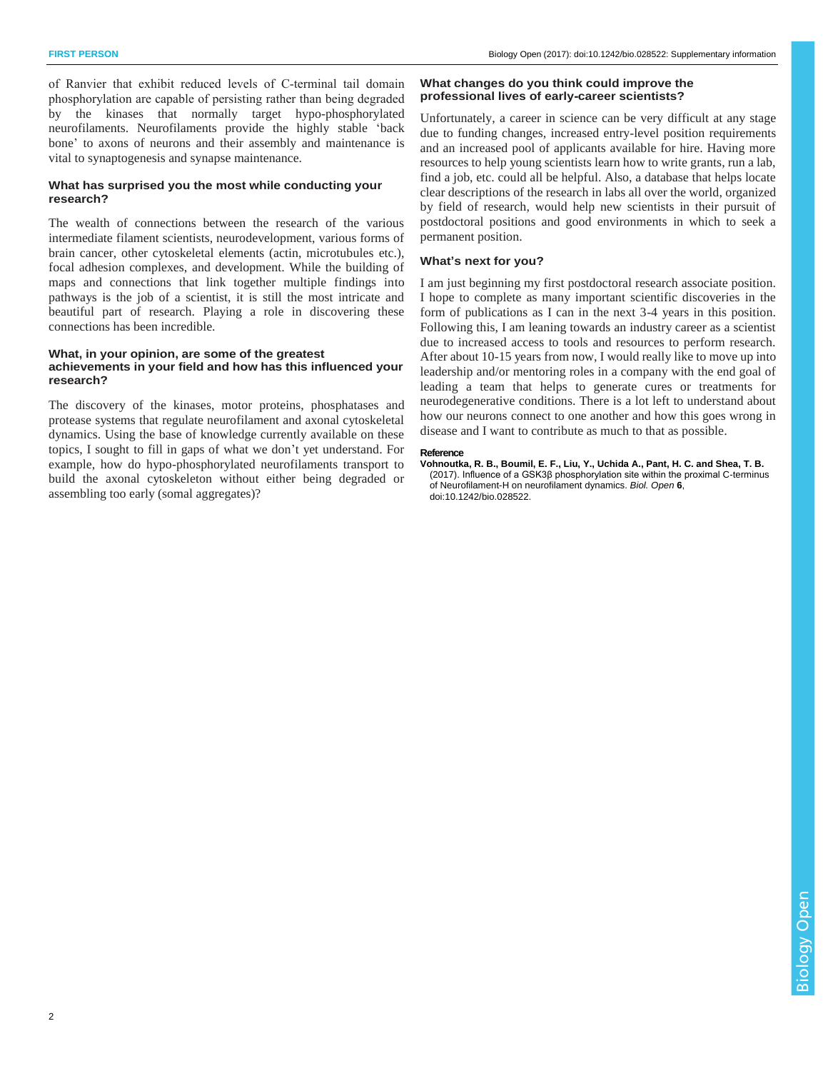of Ranvier that exhibit reduced levels of C-terminal tail domain phosphorylation are capable of persisting rather than being degraded by the kinases that normally target hypo-phosphorylated neurofilaments. Neurofilaments provide the highly stable 'back bone' to axons of neurons and their assembly and maintenance is vital to synaptogenesis and synapse maintenance.

### What has surprised you the most while conducting your research?

The wealth of connections between the research of the various intermediate filament scientists, neurodevelopment, various forms of brain cancer, other cytoskeletal elements (actin, microtubules etc.), focal adhesion complexes, and development. While the building of maps and connections that link together multiple findings into pathways is the job of a scientist, it is still the most intricate and beautiful part of research. Playing a role in discovering these connections has been incredible.

### What, in your opinion, are some of the greatest achievements in your field and how has this influenced your research?

The discovery of the kinases, motor proteins, phosphatases and protease systems that regulate neurofilament and axonal cytoskeletal dynamics. Using the base of knowledge currently available on these topics, I sought to fill in gaps of what we don't yet understand. For example, how do hypo-phosphorylated neurofilaments transport to build the axonal cytoskeleton without either being degraded or assembling too early (somal aggregates)?

### What changes do you think could improve the professional lives of early-career scientists?

Unfortunately, a career in science can be very difficult at any stage due to funding changes, increased entry-level position requirements and an increased pool of applicants available for hire. Having more resources to help young scientists learn how to write grants, run a lab, find a job, etc. could all be helpful. Also, a database that helps locate clear descriptions of the research in labs all over the world, organized by field of research, would help new scientists in their pursuit of postdoctoral positions and good environments in which to seek a permanent position.

### What's next for you?

I am just beginning my first postdoctoral research associate position. I hope to complete as many important scientific discoveries in the form of publications as I can in the next 3-4 years in this position. Following this, I am leaning towards an industry career as a scientist due to increased access to tools and resources to perform research. After about 10-15 years from now, I would really like to move up into leadership and/or mentoring roles in a company with the end goal of leading a team that helps to generate cures or treatments for neurodegenerative conditions. There is a lot left to understand about how our neurons connect to one another and how this goes wrong in disease and I want to contribute as much to that as possible.

#### Reference

**Vohnoutka, R. B., Boumil, E. F., Liu, Y., Uchida A., Pant, H. C. and Shea, T. B.** (2017). Influence of a GSK3β phosphorylation site within the proximal C-terminus of Neurofilament-H on neurofilament dynamics. *Biol. Open* **6**, doi:10.1242/bio.028522.